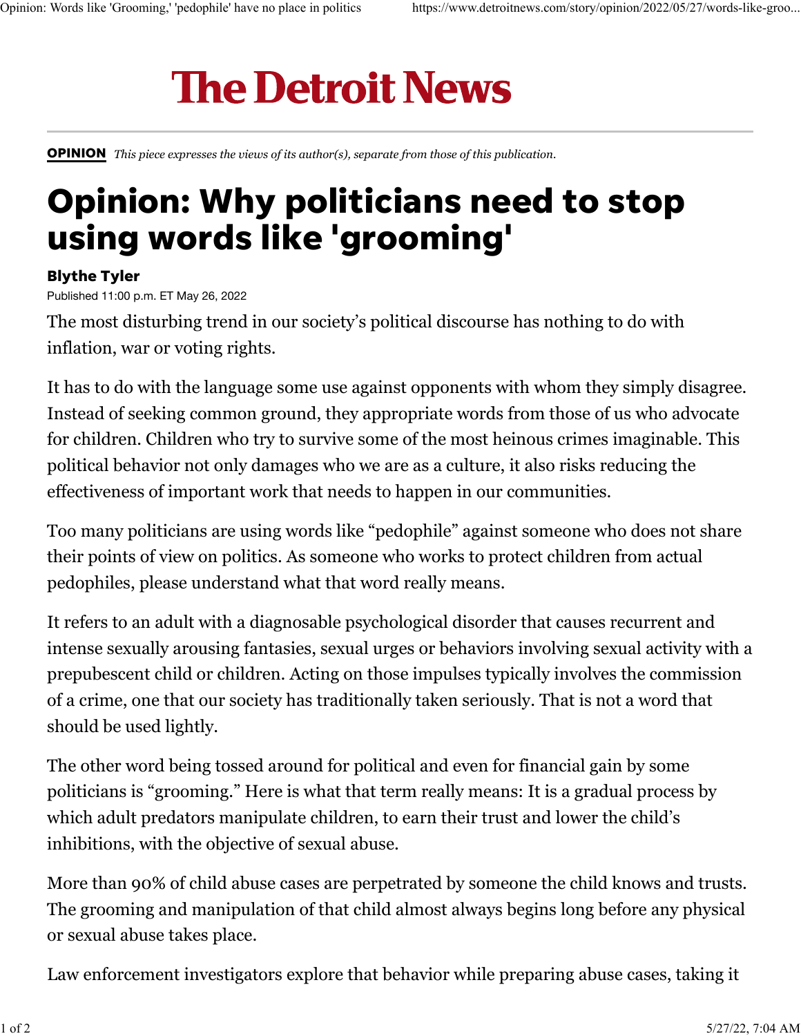# The Detroit News

**OPINION** *This piece expresses the views of its author(s), separate from those of this publication.*

# Opinion: Why politicians need to stop using words like 'grooming'

**Blythe Tyler**

Published 11:00 p.m. ET May 26, 2022

The most disturbing trend in our society's political discourse has nothing to do with inflation, war or voting rights.

It has to do with the language some use against opponents with whom they simply disagree. Instead of seeking common ground, they appropriate words from those of us who advocate for children. Children who try to survive some of the most heinous crimes imaginable. This political behavior not only damages who we are as a culture, it also risks reducing the effectiveness of important work that needs to happen in our communities.

Too many politicians are using words like "pedophile" against someone who does not share their points of view on politics. As someone who works to protect children from actual pedophiles, please understand what that word really means.

It refers to an adult with a diagnosable psychological disorder that causes recurrent and intense sexually arousing fantasies, sexual urges or behaviors involving sexual activity with a prepubescent child or children. Acting on those impulses typically involves the commission of a crime, one that our society has traditionally taken seriously. That is not a word that should be used lightly.

The other word being tossed around for political and even for financial gain by some politicians is "grooming." Here is what that term really means: It is a gradual process by which adult predators manipulate children, to earn their trust and lower the child's inhibitions, with the objective of sexual abuse.

More than 90% of child abuse cases are perpetrated by someone the child knows and trusts. The grooming and manipulation of that child almost always begins long before any physical or sexual abuse takes place.

Law enforcement investigators explore that behavior while preparing abuse cases, taking it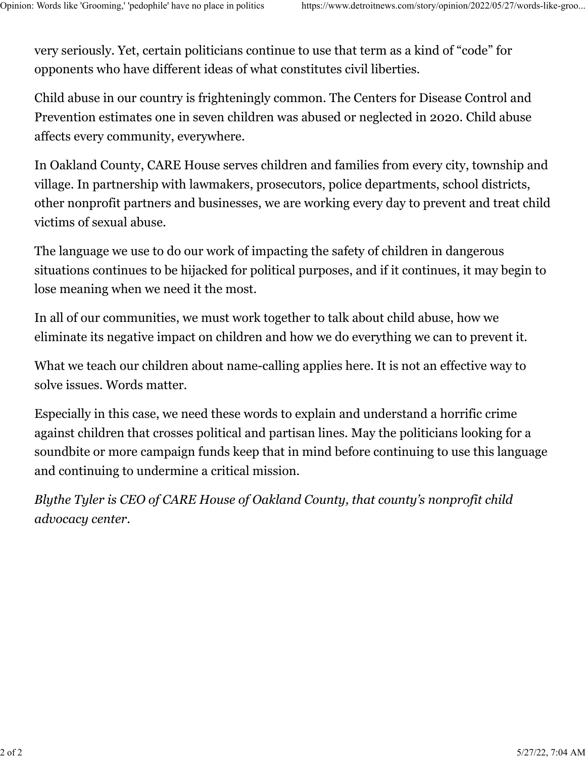very seriously. Yet, certain politicians continue to use that term as a kind of "code" for opponents who have different ideas of what constitutes civil liberties.

Child abuse in our country is frighteningly common. The Centers for Disease Control and Prevention estimates one in seven children was abused or neglected in 2020. Child abuse affects every community, everywhere.

In Oakland County, CARE House serves children and families from every city, township and village. In partnership with lawmakers, prosecutors, police departments, school districts, other nonprofit partners and businesses, we are working every day to prevent and treat child victims of sexual abuse.

The language we use to do our work of impacting the safety of children in dangerous situations continues to be hijacked for political purposes, and if it continues, it may begin to lose meaning when we need it the most.

In all of our communities, we must work together to talk about child abuse, how we eliminate its negative impact on children and how we do everything we can to prevent it.

What we teach our children about name-calling applies here. It is not an effective way to solve issues. Words matter.

Especially in this case, we need these words to explain and understand a horrific crime against children that crosses political and partisan lines. May the politicians looking for a soundbite or more campaign funds keep that in mind before continuing to use this language and continuing to undermine a critical mission.

*Blythe Tyler is CEO of CARE House of Oakland County, that county's nonprofit child advocacy center.*